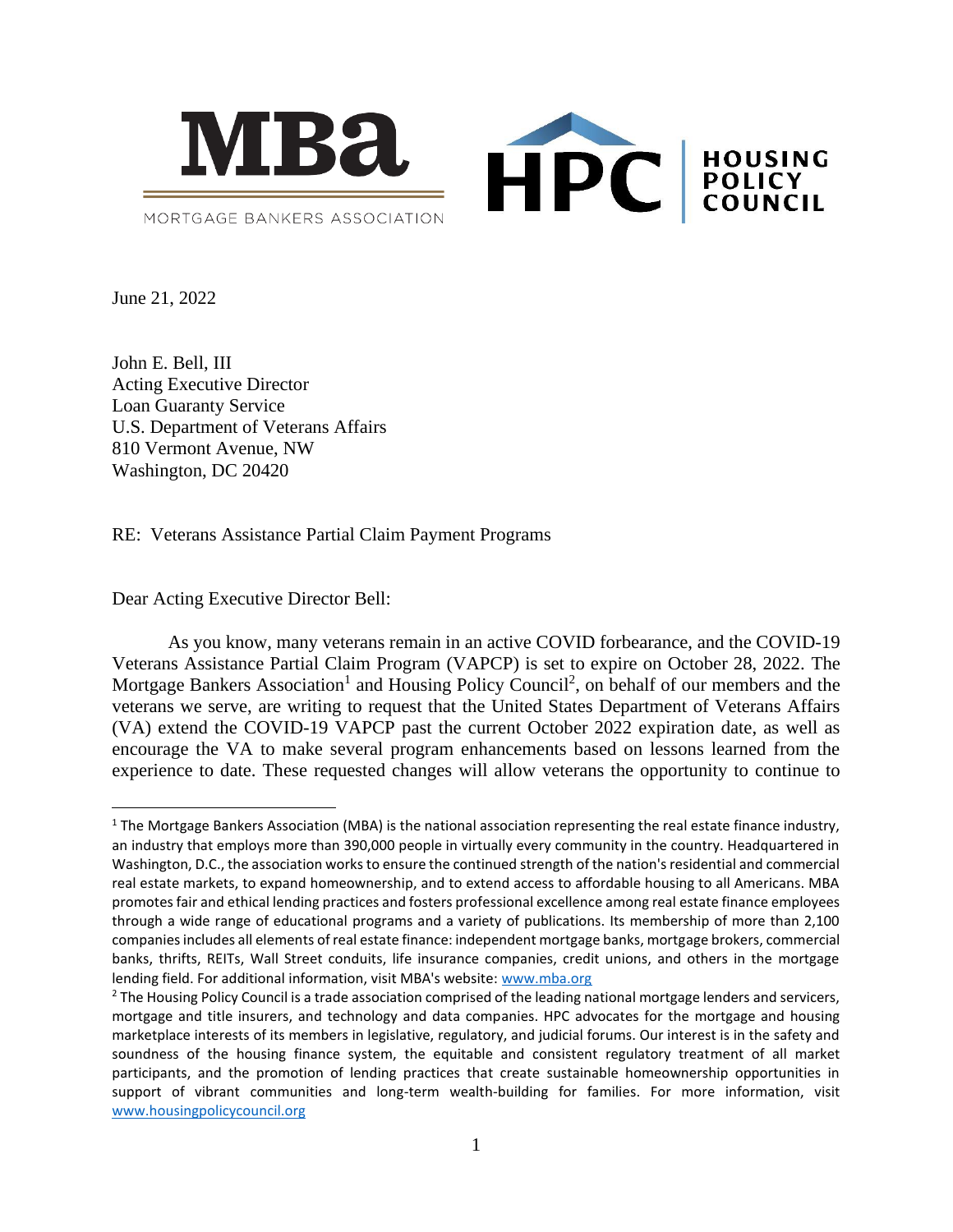MBa

MORTGAGE BANKERS ASSOCIATION

HPC | HOUSING POLICY COUNCIL

June 21, 2022

John E. Bell, III
Acting Executive Director
Loan Guaranty Service
U.S. Department of Veterans Affairs
810 Vermont Avenue, NW
Washington, DC 20420

RE: Veterans Assistance Partial Claim Payment Programs

Dear Acting Executive Director Bell:

As you know, many veterans remain in an active COVID forbearance, and the COVID-19 Veterans Assistance Partial Claim Program (VAPCP) is set to expire on October 28, 2022. The Mortgage Bankers Association[1] and Housing Policy Council[2], on behalf of our members and the veterans we serve, are writing to request that the United States Department of Veterans Affairs (VA) extend the COVID-19 VAPCP past the current October 2022 expiration date, as well as encourage the VA to make several program enhancements based on lessons learned from the experience to date. These requested changes will allow veterans the opportunity to continue to

[1] The Mortgage Bankers Association (MBA) is the national association representing the real estate finance industry, an industry that employs more than 390,000 people in virtually every community in the country. Headquartered in Washington, D.C., the association works to ensure the continued strength of the nation's residential and commercial real estate markets, to expand homeownership, and to extend access to affordable housing to all Americans. MBA promotes fair and ethical lending practices and fosters professional excellence among real estate finance employees through a wide range of educational programs and a variety of publications. Its membership of more than 2,100 companies includes all elements of real estate finance: independent mortgage banks, mortgage brokers, commercial banks, thrifts, REITs, Wall Street conduits, life insurance companies, credit unions, and others in the mortgage lending field. For additional information, visit MBA's website: www.mba.org

[2] The Housing Policy Council is a trade association comprised of the leading national mortgage lenders and servicers, mortgage and title insurers, and technology and data companies. HPC advocates for the mortgage and housing marketplace interests of its members in legislative, regulatory, and judicial forums. Our interest is in the safety and soundness of the housing finance system, the equitable and consistent regulatory treatment of all market participants, and the promotion of lending practices that create sustainable homeownership opportunities in support of vibrant communities and long-term wealth-building for families. For more information, visit www.housingpolicycouncil.org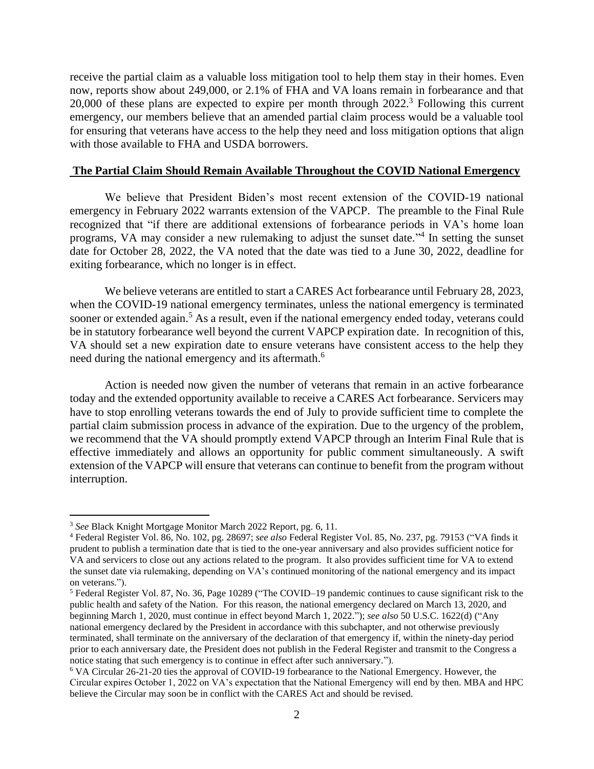receive the partial claim as a valuable loss mitigation tool to help them stay in their homes. Even now, reports show about 249,000, or 2.1% of FHA and VA loans remain in forbearance and that 20,000 of these plans are expected to expire per month through 2022.[3] Following this current emergency, our members believe that an amended partial claim process would be a valuable tool for ensuring that veterans have access to the help they need and loss mitigation options that align with those available to FHA and USDA borrowers.

## The Partial Claim Should Remain Available Throughout the COVID National Emergency

We believe that President Biden's most recent extension of the COVID-19 national emergency in February 2022 warrants extension of the VAPCP. The preamble to the Final Rule recognized that "if there are additional extensions of forbearance periods in VA's home loan programs, VA may consider a new rulemaking to adjust the sunset date."[4] In setting the sunset date for October 28, 2022, the VA noted that the date was tied to a June 30, 2022, deadline for exiting forbearance, which no longer is in effect.

We believe veterans are entitled to start a CARES Act forbearance until February 28, 2023, when the COVID-19 national emergency terminates, unless the national emergency is terminated sooner or extended again.[5] As a result, even if the national emergency ended today, veterans could be in statutory forbearance well beyond the current VAPCP expiration date. In recognition of this, VA should set a new expiration date to ensure veterans have consistent access to the help they need during the national emergency and its aftermath.[6]

Action is needed now given the number of veterans that remain in an active forbearance today and the extended opportunity available to receive a CARES Act forbearance. Servicers may have to stop enrolling veterans towards the end of July to provide sufficient time to complete the partial claim submission process in advance of the expiration. Due to the urgency of the problem, we recommend that the VA should promptly extend VAPCP through an Interim Final Rule that is effective immediately and allows an opportunity for public comment simultaneously. A swift extension of the VAPCP will ensure that veterans can continue to benefit from the program without interruption.

---

[3] *See* Black Knight Mortgage Monitor March 2022 Report, pg. 6, 11.

[4] Federal Register Vol. 86, No. 102, pg. 28697; *see also* Federal Register Vol. 85, No. 237, pg. 79153 ("VA finds it prudent to publish a termination date that is tied to the one-year anniversary and also provides sufficient notice for VA and servicers to close out any actions related to the program. It also provides sufficient time for VA to extend the sunset date via rulemaking, depending on VA's continued monitoring of the national emergency and its impact on veterans.").

[5] Federal Register Vol. 87, No. 36, Page 10289 ("The COVID–19 pandemic continues to cause significant risk to the public health and safety of the Nation. For this reason, the national emergency declared on March 13, 2020, and beginning March 1, 2020, must continue in effect beyond March 1, 2022."); *see also* 50 U.S.C. 1622(d) ("Any national emergency declared by the President in accordance with this subchapter, and not otherwise previously terminated, shall terminate on the anniversary of the declaration of that emergency if, within the ninety-day period prior to each anniversary date, the President does not publish in the Federal Register and transmit to the Congress a notice stating that such emergency is to continue in effect after such anniversary.").

[6] VA Circular 26-21-20 ties the approval of COVID-19 forbearance to the National Emergency. However, the Circular expires October 1, 2022 on VA's expectation that the National Emergency will end by then. MBA and HPC believe the Circular may soon be in conflict with the CARES Act and should be revised.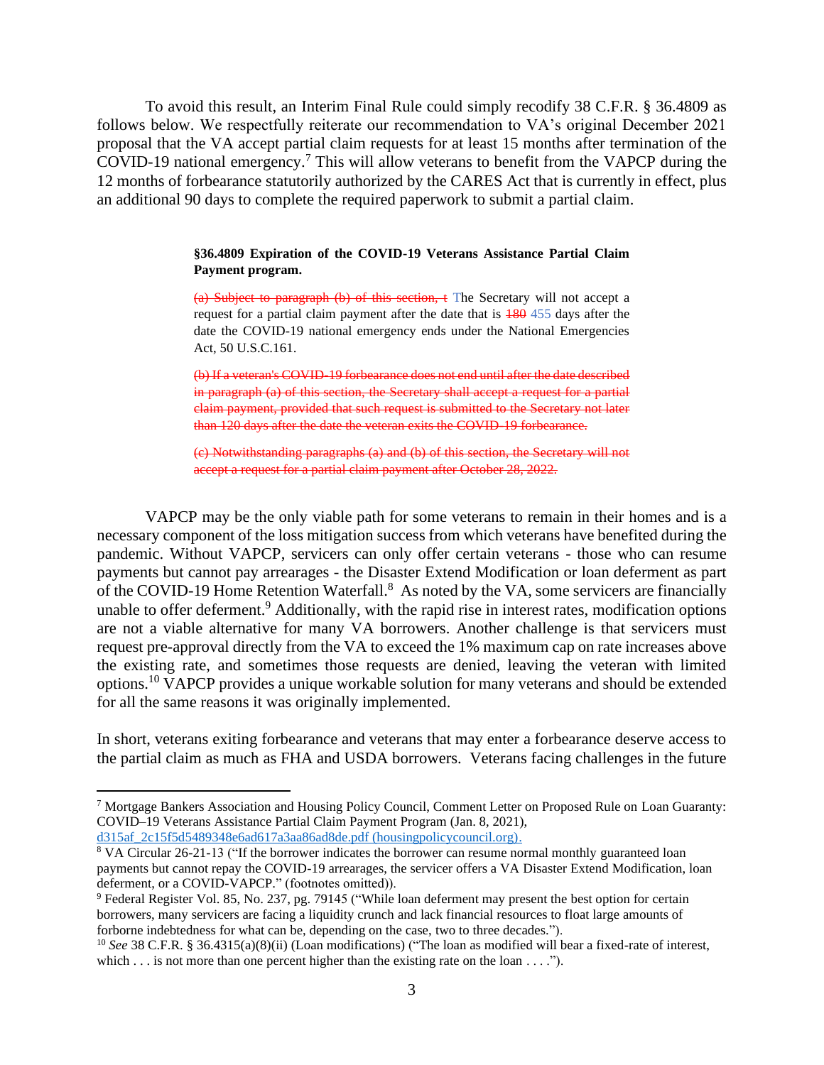To avoid this result, an Interim Final Rule could simply recodify 38 C.F.R. § 36.4809 as follows below. We respectfully reiterate our recommendation to VA's original December 2021 proposal that the VA accept partial claim requests for at least 15 months after termination of the COVID-19 national emergency.[7] This will allow veterans to benefit from the VAPCP during the 12 months of forbearance statutorily authorized by the CARES Act that is currently in effect, plus an additional 90 days to complete the required paperwork to submit a partial claim.

> **§36.4809 Expiration of the COVID-19 Veterans Assistance Partial Claim Payment program.**
>
> ~~(a) Subject to paragraph (b) of this section, t~~ The Secretary will not accept a request for a partial claim payment after the date that is ~~180~~ 455 days after the date the COVID-19 national emergency ends under the National Emergencies Act, 50 U.S.C.161.
>
> ~~(b) If a veteran's COVID-19 forbearance does not end until after the date described in paragraph (a) of this section, the Secretary shall accept a request for a partial claim payment, provided that such request is submitted to the Secretary not later than 120 days after the date the veteran exits the COVID-19 forbearance.~~
>
> ~~(c) Notwithstanding paragraphs (a) and (b) of this section, the Secretary will not accept a request for a partial claim payment after October 28, 2022.~~

VAPCP may be the only viable path for some veterans to remain in their homes and is a necessary component of the loss mitigation success from which veterans have benefited during the pandemic. Without VAPCP, servicers can only offer certain veterans - those who can resume payments but cannot pay arrearages - the Disaster Extend Modification or loan deferment as part of the COVID-19 Home Retention Waterfall.[8] As noted by the VA, some servicers are financially unable to offer deferment.[9] Additionally, with the rapid rise in interest rates, modification options are not a viable alternative for many VA borrowers. Another challenge is that servicers must request pre-approval directly from the VA to exceed the 1% maximum cap on rate increases above the existing rate, and sometimes those requests are denied, leaving the veteran with limited options.[10] VAPCP provides a unique workable solution for many veterans and should be extended for all the same reasons it was originally implemented.

In short, veterans exiting forbearance and veterans that may enter a forbearance deserve access to the partial claim as much as FHA and USDA borrowers. Veterans facing challenges in the future

---

[7] Mortgage Bankers Association and Housing Policy Council, Comment Letter on Proposed Rule on Loan Guaranty: COVID–19 Veterans Assistance Partial Claim Payment Program (Jan. 8, 2021), d315af_2c15f5d5489348e6ad617a3aa86ad8de.pdf (housingpolicycouncil.org).

[8] VA Circular 26-21-13 ("If the borrower indicates the borrower can resume normal monthly guaranteed loan payments but cannot repay the COVID-19 arrearages, the servicer offers a VA Disaster Extend Modification, loan deferment, or a COVID-VAPCP." (footnotes omitted)).

[9] Federal Register Vol. 85, No. 237, pg. 79145 ("While loan deferment may present the best option for certain borrowers, many servicers are facing a liquidity crunch and lack financial resources to float large amounts of forborne indebtedness for what can be, depending on the case, two to three decades.").

[10] *See* 38 C.F.R. § 36.4315(a)(8)(ii) (Loan modifications) ("The loan as modified will bear a fixed-rate of interest, which . . . is not more than one percent higher than the existing rate on the loan . . . .").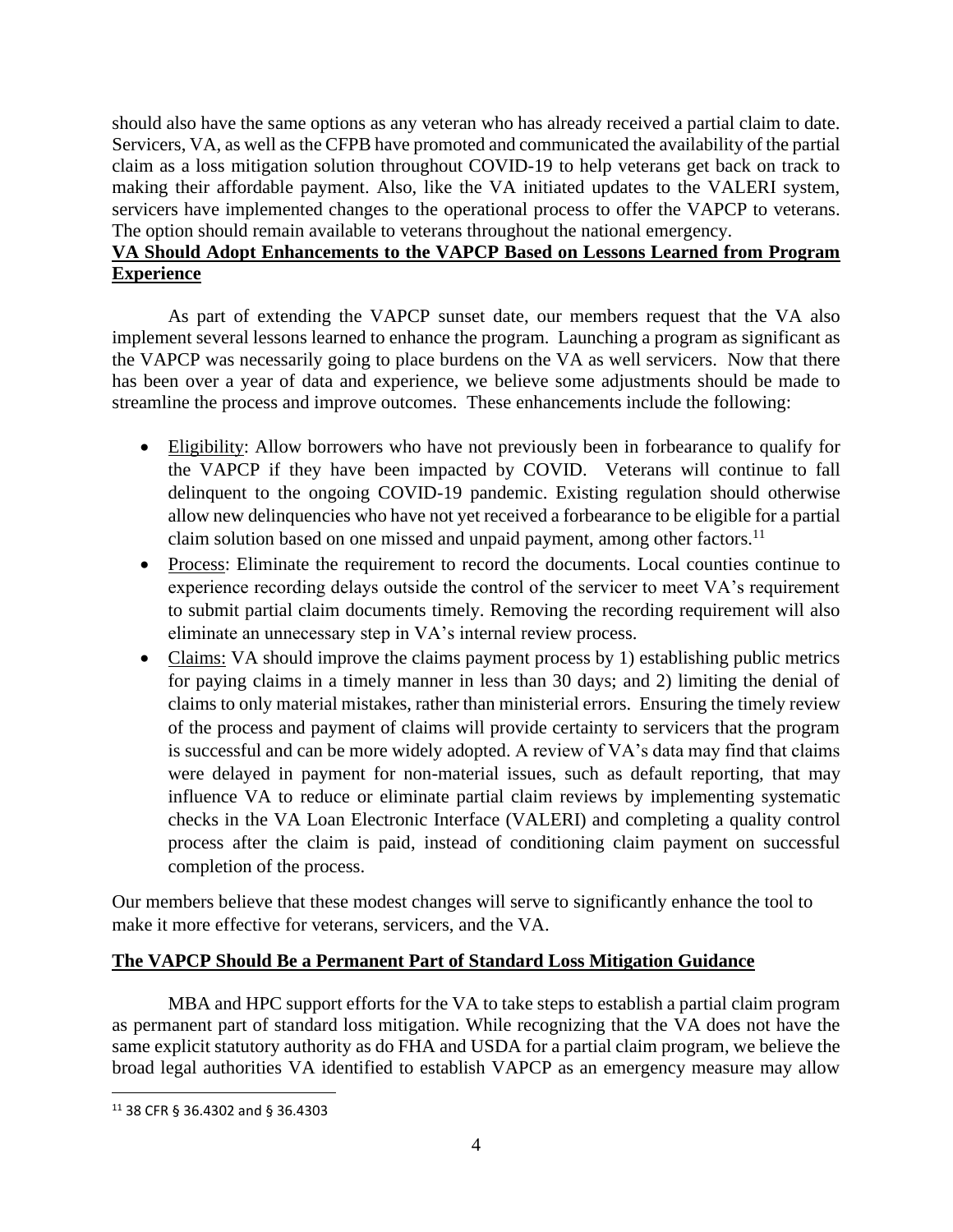should also have the same options as any veteran who has already received a partial claim to date. Servicers, VA, as well as the CFPB have promoted and communicated the availability of the partial claim as a loss mitigation solution throughout COVID-19 to help veterans get back on track to making their affordable payment. Also, like the VA initiated updates to the VALERI system, servicers have implemented changes to the operational process to offer the VAPCP to veterans. The option should remain available to veterans throughout the national emergency.

## VA Should Adopt Enhancements to the VAPCP Based on Lessons Learned from Program Experience

As part of extending the VAPCP sunset date, our members request that the VA also implement several lessons learned to enhance the program. Launching a program as significant as the VAPCP was necessarily going to place burdens on the VA as well servicers. Now that there has been over a year of data and experience, we believe some adjustments should be made to streamline the process and improve outcomes. These enhancements include the following:

- Eligibility: Allow borrowers who have not previously been in forbearance to qualify for the VAPCP if they have been impacted by COVID. Veterans will continue to fall delinquent to the ongoing COVID-19 pandemic. Existing regulation should otherwise allow new delinquencies who have not yet received a forbearance to be eligible for a partial claim solution based on one missed and unpaid payment, among other factors.[11]
- Process: Eliminate the requirement to record the documents. Local counties continue to experience recording delays outside the control of the servicer to meet VA's requirement to submit partial claim documents timely. Removing the recording requirement will also eliminate an unnecessary step in VA's internal review process.
- Claims: VA should improve the claims payment process by 1) establishing public metrics for paying claims in a timely manner in less than 30 days; and 2) limiting the denial of claims to only material mistakes, rather than ministerial errors. Ensuring the timely review of the process and payment of claims will provide certainty to servicers that the program is successful and can be more widely adopted. A review of VA's data may find that claims were delayed in payment for non-material issues, such as default reporting, that may influence VA to reduce or eliminate partial claim reviews by implementing systematic checks in the VA Loan Electronic Interface (VALERI) and completing a quality control process after the claim is paid, instead of conditioning claim payment on successful completion of the process.

Our members believe that these modest changes will serve to significantly enhance the tool to make it more effective for veterans, servicers, and the VA.

## The VAPCP Should Be a Permanent Part of Standard Loss Mitigation Guidance

MBA and HPC support efforts for the VA to take steps to establish a partial claim program as permanent part of standard loss mitigation. While recognizing that the VA does not have the same explicit statutory authority as do FHA and USDA for a partial claim program, we believe the broad legal authorities VA identified to establish VAPCP as an emergency measure may allow

[11] 38 CFR § 36.4302 and § 36.4303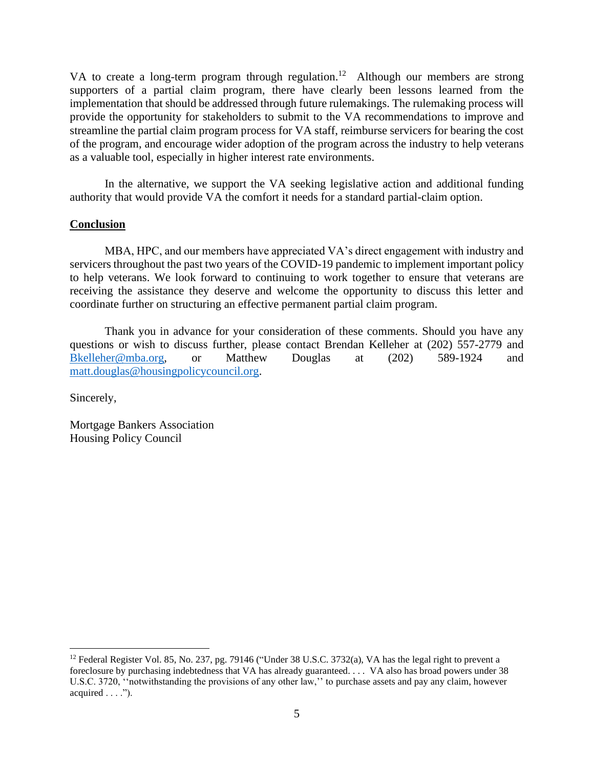VA to create a long-term program through regulation.[12] Although our members are strong supporters of a partial claim program, there have clearly been lessons learned from the implementation that should be addressed through future rulemakings. The rulemaking process will provide the opportunity for stakeholders to submit to the VA recommendations to improve and streamline the partial claim program process for VA staff, reimburse servicers for bearing the cost of the program, and encourage wider adoption of the program across the industry to help veterans as a valuable tool, especially in higher interest rate environments.

In the alternative, we support the VA seeking legislative action and additional funding authority that would provide VA the comfort it needs for a standard partial-claim option.

**Conclusion**

MBA, HPC, and our members have appreciated VA's direct engagement with industry and servicers throughout the past two years of the COVID-19 pandemic to implement important policy to help veterans. We look forward to continuing to work together to ensure that veterans are receiving the assistance they deserve and welcome the opportunity to discuss this letter and coordinate further on structuring an effective permanent partial claim program.

Thank you in advance for your consideration of these comments. Should you have any questions or wish to discuss further, please contact Brendan Kelleher at (202) 557-2779 and Bkelleher@mba.org, or Matthew Douglas at (202) 589-1924 and matt.douglas@housingpolicycouncil.org.

Sincerely,

Mortgage Bankers Association
Housing Policy Council

---

[12] Federal Register Vol. 85, No. 237, pg. 79146 ("Under 38 U.S.C. 3732(a), VA has the legal right to prevent a foreclosure by purchasing indebtedness that VA has already guaranteed. . . . VA also has broad powers under 38 U.S.C. 3720, ''notwithstanding the provisions of any other law,'' to purchase assets and pay any claim, however acquired . . . .").